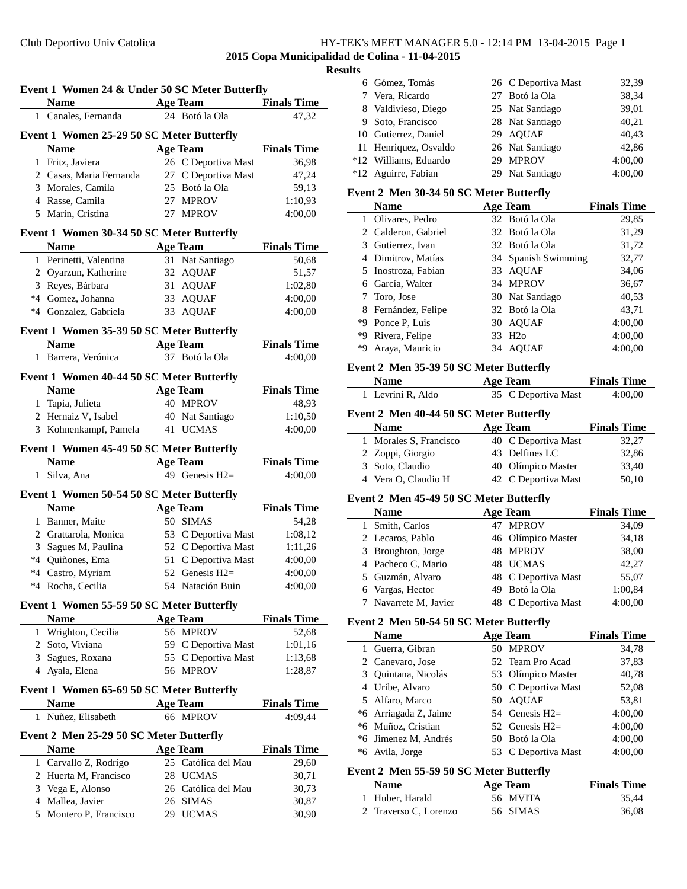## 2015 Copa Municipalidad de Colina - 11-04-2015

### Results

#### Event 1 Women 24 & Under 50 SC Meter Butterfly

| | Name | Age | Team | Finals Time |
|---|---|---|---|---|
| 1 | Canales, Fernanda | 24 | Botó la Ola | 47,32 |

#### Event 1 Women 25-29 50 SC Meter Butterfly

| | Name | Age | Team | Finals Time |
|---|---|---|---|---|
| 1 | Fritz, Javiera | 26 | C Deportiva Mast | 36,98 |
| 2 | Casas, Maria Fernanda | 27 | C Deportiva Mast | 47,24 |
| 3 | Morales, Camila | 25 | Botó la Ola | 59,13 |
| 4 | Rasse, Camila | 27 | MPROV | 1:10,93 |
| 5 | Marin, Cristina | 27 | MPROV | 4:00,00 |

#### Event 1 Women 30-34 50 SC Meter Butterfly

| | Name | Age | Team | Finals Time |
|---|---|---|---|---|
| 1 | Perinetti, Valentina | 31 | Nat Santiago | 50,68 |
| 2 | Oyarzun, Katherine | 32 | AQUAF | 51,57 |
| 3 | Reyes, Bárbara | 31 | AQUAF | 1:02,80 |
| *4 | Gomez, Johanna | 33 | AQUAF | 4:00,00 |
| *4 | Gonzalez, Gabriela | 33 | AQUAF | 4:00,00 |

#### Event 1 Women 35-39 50 SC Meter Butterfly

| | Name | Age | Team | Finals Time |
|---|---|---|---|---|
| 1 | Barrera, Verónica | 37 | Botó la Ola | 4:00,00 |

#### Event 1 Women 40-44 50 SC Meter Butterfly

| | Name | Age | Team | Finals Time |
|---|---|---|---|---|
| 1 | Tapia, Julieta | 40 | MPROV | 48,93 |
| 2 | Hernaiz V, Isabel | 40 | Nat Santiago | 1:10,50 |
| 3 | Kohnenkampf, Pamela | 41 | UCMAS | 4:00,00 |

#### Event 1 Women 45-49 50 SC Meter Butterfly

| | Name | Age | Team | Finals Time |
|---|---|---|---|---|
| 1 | Silva, Ana | 49 | Genesis H2= | 4:00,00 |

#### Event 1 Women 50-54 50 SC Meter Butterfly

| | Name | Age | Team | Finals Time |
|---|---|---|---|---|
| 1 | Banner, Maite | 50 | SIMAS | 54,28 |
| 2 | Grattarola, Monica | 53 | C Deportiva Mast | 1:08,12 |
| 3 | Sagues M, Paulina | 52 | C Deportiva Mast | 1:11,26 |
| *4 | Quiñones, Ema | 51 | C Deportiva Mast | 4:00,00 |
| *4 | Castro, Myriam | 52 | Genesis H2= | 4:00,00 |
| *4 | Rocha, Cecilia | 54 | Natación Buin | 4:00,00 |

#### Event 1 Women 55-59 50 SC Meter Butterfly

| | Name | Age | Team | Finals Time |
|---|---|---|---|---|
| 1 | Wrighton, Cecilia | 56 | MPROV | 52,68 |
| 2 | Soto, Viviana | 59 | C Deportiva Mast | 1:01,16 |
| 3 | Sagues, Roxana | 55 | C Deportiva Mast | 1:13,68 |
| 4 | Ayala, Elena | 56 | MPROV | 1:28,87 |

#### Event 1 Women 65-69 50 SC Meter Butterfly

| | Name | Age | Team | Finals Time |
|---|---|---|---|---|
| 1 | Nuñez, Elisabeth | 66 | MPROV | 4:09,44 |

#### Event 2 Men 25-29 50 SC Meter Butterfly

| | Name | Age | Team | Finals Time |
|---|---|---|---|---|
| 1 | Carvallo Z, Rodrigo | 25 | Católica del Mau | 29,60 |
| 2 | Huerta M, Francisco | 28 | UCMAS | 30,71 |
| 3 | Vega E, Alonso | 26 | Católica del Mau | 30,73 |
| 4 | Mallea, Javier | 26 | SIMAS | 30,87 |
| 5 | Montero P, Francisco | 29 | UCMAS | 30,90 |
| 6 | Gómez, Tomás | 26 | C Deportiva Mast | 32,39 |
| 7 | Vera, Ricardo | 27 | Botó la Ola | 38,34 |
| 8 | Valdivieso, Diego | 25 | Nat Santiago | 39,01 |
| 9 | Soto, Francisco | 28 | Nat Santiago | 40,21 |
| 10 | Gutierrez, Daniel | 29 | AQUAF | 40,43 |
| 11 | Henriquez, Osvaldo | 26 | Nat Santiago | 42,86 |
| *12 | Williams, Eduardo | 29 | MPROV | 4:00,00 |
| *12 | Aguirre, Fabian | 29 | Nat Santiago | 4:00,00 |

#### Event 2 Men 30-34 50 SC Meter Butterfly

| | Name | Age | Team | Finals Time |
|---|---|---|---|---|
| 1 | Olivares, Pedro | 32 | Botó la Ola | 29,85 |
| 2 | Calderon, Gabriel | 32 | Botó la Ola | 31,29 |
| 3 | Gutierrez, Ivan | 32 | Botó la Ola | 31,72 |
| 4 | Dimitrov, Matías | 34 | Spanish Swimming | 32,77 |
| 5 | Inostroza, Fabian | 33 | AQUAF | 34,06 |
| 6 | García, Walter | 34 | MPROV | 36,67 |
| 7 | Toro, Jose | 30 | Nat Santiago | 40,53 |
| 8 | Fernández, Felipe | 32 | Botó la Ola | 43,71 |
| *9 | Ponce P, Luis | 30 | AQUAF | 4:00,00 |
| *9 | Rivera, Felipe | 33 | H2o | 4:00,00 |
| *9 | Araya, Mauricio | 34 | AQUAF | 4:00,00 |

#### Event 2 Men 35-39 50 SC Meter Butterfly

| | Name | Age | Team | Finals Time |
|---|---|---|---|---|
| 1 | Levrini R, Aldo | 35 | C Deportiva Mast | 4:00,00 |

#### Event 2 Men 40-44 50 SC Meter Butterfly

| | Name | Age | Team | Finals Time |
|---|---|---|---|---|
| 1 | Morales S, Francisco | 40 | C Deportiva Mast | 32,27 |
| 2 | Zoppi, Giorgio | 43 | Delfines LC | 32,86 |
| 3 | Soto, Claudio | 40 | Olímpico Master | 33,40 |
| 4 | Vera O, Claudio H | 42 | C Deportiva Mast | 50,10 |

#### Event 2 Men 45-49 50 SC Meter Butterfly

| | Name | Age | Team | Finals Time |
|---|---|---|---|---|
| 1 | Smith, Carlos | 47 | MPROV | 34,09 |
| 2 | Lecaros, Pablo | 46 | Olímpico Master | 34,18 |
| 3 | Broughton, Jorge | 48 | MPROV | 38,00 |
| 4 | Pacheco C, Mario | 48 | UCMAS | 42,27 |
| 5 | Guzmán, Alvaro | 48 | C Deportiva Mast | 55,07 |
| 6 | Vargas, Hector | 49 | Botó la Ola | 1:00,84 |
| 7 | Navarrete M, Javier | 48 | C Deportiva Mast | 4:00,00 |

#### Event 2 Men 50-54 50 SC Meter Butterfly

| | Name | Age | Team | Finals Time |
|---|---|---|---|---|
| 1 | Guerra, Gibran | 50 | MPROV | 34,78 |
| 2 | Canevaro, Jose | 52 | Team Pro Acad | 37,83 |
| 3 | Quintana, Nicolás | 53 | Olímpico Master | 40,78 |
| 4 | Uribe, Alvaro | 50 | C Deportiva Mast | 52,08 |
| 5 | Alfaro, Marco | 50 | AQUAF | 53,81 |
| *6 | Arriagada Z, Jaime | 54 | Genesis H2= | 4:00,00 |
| *6 | Muñoz, Cristian | 52 | Genesis H2= | 4:00,00 |
| *6 | Jimenez M, Andrés | 50 | Botó la Ola | 4:00,00 |
| *6 | Avila, Jorge | 53 | C Deportiva Mast | 4:00,00 |

#### Event 2 Men 55-59 50 SC Meter Butterfly

| | Name | Age | Team | Finals Time |
|---|---|---|---|---|
| 1 | Huber, Harald | 56 | MVITA | 35,44 |
| 2 | Traverso C, Lorenzo | 56 | SIMAS | 36,08 |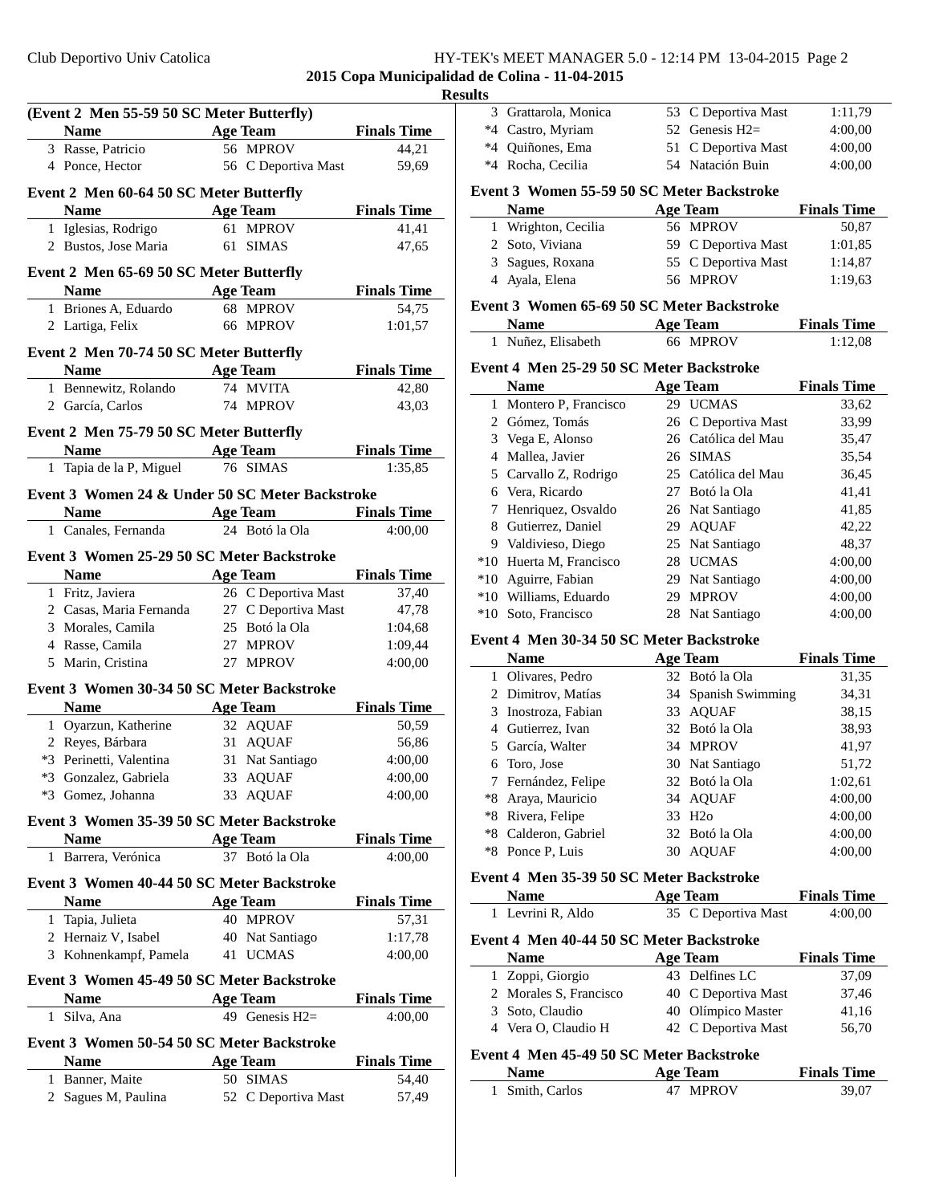## 2015 Copa Municipalidad de Colina - 11-04-2015

### Results

**(Event 2 Men 55-59 50 SC Meter Butterfly)**

| | Name | Age | Team | Finals Time |
|---|---|---|---|---|
| 3 | Rasse, Patricio | 56 | MPROV | 44,21 |
| 4 | Ponce, Hector | 56 | C Deportiva Mast | 59,69 |

**Event 2 Men 60-64 50 SC Meter Butterfly**

| | Name | Age | Team | Finals Time |
|---|---|---|---|---|
| 1 | Iglesias, Rodrigo | 61 | MPROV | 41,41 |
| 2 | Bustos, Jose Maria | 61 | SIMAS | 47,65 |

**Event 2 Men 65-69 50 SC Meter Butterfly**

| | Name | Age | Team | Finals Time |
|---|---|---|---|---|
| 1 | Briones A, Eduardo | 68 | MPROV | 54,75 |
| 2 | Lartiga, Felix | 66 | MPROV | 1:01,57 |

**Event 2 Men 70-74 50 SC Meter Butterfly**

| | Name | Age | Team | Finals Time |
|---|---|---|---|---|
| 1 | Bennewitz, Rolando | 74 | MVITA | 42,80 |
| 2 | García, Carlos | 74 | MPROV | 43,03 |

**Event 2 Men 75-79 50 SC Meter Butterfly**

| | Name | Age | Team | Finals Time |
|---|---|---|---|---|
| 1 | Tapia de la P, Miguel | 76 | SIMAS | 1:35,85 |

**Event 3 Women 24 & Under 50 SC Meter Backstroke**

| | Name | Age | Team | Finals Time |
|---|---|---|---|---|
| 1 | Canales, Fernanda | 24 | Botó la Ola | 4:00,00 |

**Event 3 Women 25-29 50 SC Meter Backstroke**

| | Name | Age | Team | Finals Time |
|---|---|---|---|---|
| 1 | Fritz, Javiera | 26 | C Deportiva Mast | 37,40 |
| 2 | Casas, Maria Fernanda | 27 | C Deportiva Mast | 47,78 |
| 3 | Morales, Camila | 25 | Botó la Ola | 1:04,68 |
| 4 | Rasse, Camila | 27 | MPROV | 1:09,44 |
| 5 | Marin, Cristina | 27 | MPROV | 4:00,00 |

**Event 3 Women 30-34 50 SC Meter Backstroke**

| | Name | Age | Team | Finals Time |
|---|---|---|---|---|
| 1 | Oyarzun, Katherine | 32 | AQUAF | 50,59 |
| 2 | Reyes, Bárbara | 31 | AQUAF | 56,86 |
| *3 | Perinetti, Valentina | 31 | Nat Santiago | 4:00,00 |
| *3 | Gonzalez, Gabriela | 33 | AQUAF | 4:00,00 |
| *3 | Gomez, Johanna | 33 | AQUAF | 4:00,00 |

**Event 3 Women 35-39 50 SC Meter Backstroke**

| | Name | Age | Team | Finals Time |
|---|---|---|---|---|
| 1 | Barrera, Verónica | 37 | Botó la Ola | 4:00,00 |

**Event 3 Women 40-44 50 SC Meter Backstroke**

| | Name | Age | Team | Finals Time |
|---|---|---|---|---|
| 1 | Tapia, Julieta | 40 | MPROV | 57,31 |
| 2 | Hernaiz V, Isabel | 40 | Nat Santiago | 1:17,78 |
| 3 | Kohnenkampf, Pamela | 41 | UCMAS | 4:00,00 |

**Event 3 Women 45-49 50 SC Meter Backstroke**

| | Name | Age | Team | Finals Time |
|---|---|---|---|---|
| 1 | Silva, Ana | 49 | Genesis H2= | 4:00,00 |

**Event 3 Women 50-54 50 SC Meter Backstroke**

| | Name | Age | Team | Finals Time |
|---|---|---|---|---|
| 1 | Banner, Maite | 50 | SIMAS | 54,40 |
| 2 | Sagues M, Paulina | 52 | C Deportiva Mast | 57,49 |
| 3 | Grattarola, Monica | 53 | C Deportiva Mast | 1:11,79 |
| *4 | Castro, Myriam | 52 | Genesis H2= | 4:00,00 |
| *4 | Quiñones, Ema | 51 | C Deportiva Mast | 4:00,00 |
| *4 | Rocha, Cecilia | 54 | Natación Buin | 4:00,00 |

**Event 3 Women 55-59 50 SC Meter Backstroke**

| | Name | Age | Team | Finals Time |
|---|---|---|---|---|
| 1 | Wrighton, Cecilia | 56 | MPROV | 50,87 |
| 2 | Soto, Viviana | 59 | C Deportiva Mast | 1:01,85 |
| 3 | Sagues, Roxana | 55 | C Deportiva Mast | 1:14,87 |
| 4 | Ayala, Elena | 56 | MPROV | 1:19,63 |

**Event 3 Women 65-69 50 SC Meter Backstroke**

| | Name | Age | Team | Finals Time |
|---|---|---|---|---|
| 1 | Nuñez, Elisabeth | 66 | MPROV | 1:12,08 |

**Event 4 Men 25-29 50 SC Meter Backstroke**

| | Name | Age | Team | Finals Time |
|---|---|---|---|---|
| 1 | Montero P, Francisco | 29 | UCMAS | 33,62 |
| 2 | Gómez, Tomás | 26 | C Deportiva Mast | 33,99 |
| 3 | Vega E, Alonso | 26 | Católica del Mau | 35,47 |
| 4 | Mallea, Javier | 26 | SIMAS | 35,54 |
| 5 | Carvallo Z, Rodrigo | 25 | Católica del Mau | 36,45 |
| 6 | Vera, Ricardo | 27 | Botó la Ola | 41,41 |
| 7 | Henriquez, Osvaldo | 26 | Nat Santiago | 41,85 |
| 8 | Gutierrez, Daniel | 29 | AQUAF | 42,22 |
| 9 | Valdivieso, Diego | 25 | Nat Santiago | 48,37 |
| *10 | Huerta M, Francisco | 28 | UCMAS | 4:00,00 |
| *10 | Aguirre, Fabian | 29 | Nat Santiago | 4:00,00 |
| *10 | Williams, Eduardo | 29 | MPROV | 4:00,00 |
| *10 | Soto, Francisco | 28 | Nat Santiago | 4:00,00 |

**Event 4 Men 30-34 50 SC Meter Backstroke**

| | Name | Age | Team | Finals Time |
|---|---|---|---|---|
| 1 | Olivares, Pedro | 32 | Botó la Ola | 31,35 |
| 2 | Dimitrov, Matías | 34 | Spanish Swimming | 34,31 |
| 3 | Inostroza, Fabian | 33 | AQUAF | 38,15 |
| 4 | Gutierrez, Ivan | 32 | Botó la Ola | 38,93 |
| 5 | García, Walter | 34 | MPROV | 41,97 |
| 6 | Toro, Jose | 30 | Nat Santiago | 51,72 |
| 7 | Fernández, Felipe | 32 | Botó la Ola | 1:02,61 |
| *8 | Araya, Mauricio | 34 | AQUAF | 4:00,00 |
| *8 | Rivera, Felipe | 33 | H2o | 4:00,00 |
| *8 | Calderon, Gabriel | 32 | Botó la Ola | 4:00,00 |
| *8 | Ponce P, Luis | 30 | AQUAF | 4:00,00 |

**Event 4 Men 35-39 50 SC Meter Backstroke**

| | Name | Age | Team | Finals Time |
|---|---|---|---|---|
| 1 | Levrini R, Aldo | 35 | C Deportiva Mast | 4:00,00 |

**Event 4 Men 40-44 50 SC Meter Backstroke**

| | Name | Age | Team | Finals Time |
|---|---|---|---|---|
| 1 | Zoppi, Giorgio | 43 | Delfines LC | 37,09 |
| 2 | Morales S, Francisco | 40 | C Deportiva Mast | 37,46 |
| 3 | Soto, Claudio | 40 | Olímpico Master | 41,16 |
| 4 | Vera O, Claudio H | 42 | C Deportiva Mast | 56,70 |

**Event 4 Men 45-49 50 SC Meter Backstroke**

| | Name | Age | Team | Finals Time |
|---|---|---|---|---|
| 1 | Smith, Carlos | 47 | MPROV | 39,07 |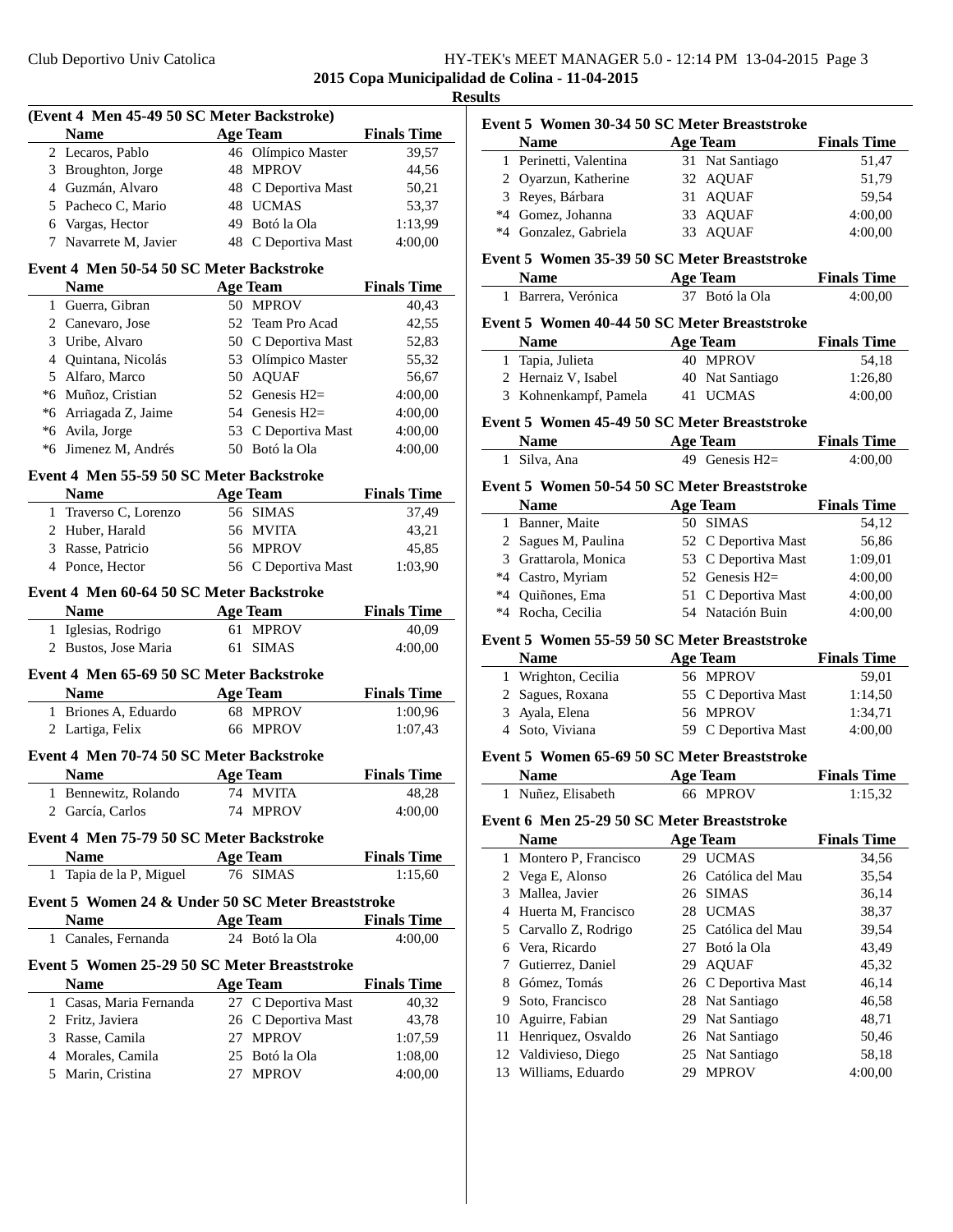## 2015 Copa Municipalidad de Colina - 11-04-2015

### Results

**(Event 4 Men 45-49 50 SC Meter Backstroke)**

| | Name | Age | Team | Finals Time |
|---|---|---|---|---|
| 2 | Lecaros, Pablo | 46 | Olímpico Master | 39,57 |
| 3 | Broughton, Jorge | 48 | MPROV | 44,56 |
| 4 | Guzmán, Alvaro | 48 | C Deportiva Mast | 50,21 |
| 5 | Pacheco C, Mario | 48 | UCMAS | 53,37 |
| 6 | Vargas, Hector | 49 | Botó la Ola | 1:13,99 |
| 7 | Navarrete M, Javier | 48 | C Deportiva Mast | 4:00,00 |

**Event 4 Men 50-54 50 SC Meter Backstroke**

| | Name | Age | Team | Finals Time |
|---|---|---|---|---|
| 1 | Guerra, Gibran | 50 | MPROV | 40,43 |
| 2 | Canevaro, Jose | 52 | Team Pro Acad | 42,55 |
| 3 | Uribe, Alvaro | 50 | C Deportiva Mast | 52,83 |
| 4 | Quintana, Nicolás | 53 | Olímpico Master | 55,32 |
| 5 | Alfaro, Marco | 50 | AQUAF | 56,67 |
| *6 | Muñoz, Cristian | 52 | Genesis H2= | 4:00,00 |
| *6 | Arriagada Z, Jaime | 54 | Genesis H2= | 4:00,00 |
| *6 | Avila, Jorge | 53 | C Deportiva Mast | 4:00,00 |
| *6 | Jimenez M, Andrés | 50 | Botó la Ola | 4:00,00 |

**Event 4 Men 55-59 50 SC Meter Backstroke**

| | Name | Age | Team | Finals Time |
|---|---|---|---|---|
| 1 | Traverso C, Lorenzo | 56 | SIMAS | 37,49 |
| 2 | Huber, Harald | 56 | MVITA | 43,21 |
| 3 | Rasse, Patricio | 56 | MPROV | 45,85 |
| 4 | Ponce, Hector | 56 | C Deportiva Mast | 1:03,90 |

**Event 4 Men 60-64 50 SC Meter Backstroke**

| | Name | Age | Team | Finals Time |
|---|---|---|---|---|
| 1 | Iglesias, Rodrigo | 61 | MPROV | 40,09 |
| 2 | Bustos, Jose Maria | 61 | SIMAS | 4:00,00 |

**Event 4 Men 65-69 50 SC Meter Backstroke**

| | Name | Age | Team | Finals Time |
|---|---|---|---|---|
| 1 | Briones A, Eduardo | 68 | MPROV | 1:00,96 |
| 2 | Lartiga, Felix | 66 | MPROV | 1:07,43 |

**Event 4 Men 70-74 50 SC Meter Backstroke**

| | Name | Age | Team | Finals Time |
|---|---|---|---|---|
| 1 | Bennewitz, Rolando | 74 | MVITA | 48,28 |
| 2 | García, Carlos | 74 | MPROV | 4:00,00 |

**Event 4 Men 75-79 50 SC Meter Backstroke**

| | Name | Age | Team | Finals Time |
|---|---|---|---|---|
| 1 | Tapia de la P, Miguel | 76 | SIMAS | 1:15,60 |

**Event 5 Women 24 & Under 50 SC Meter Breaststroke**

| | Name | Age | Team | Finals Time |
|---|---|---|---|---|
| 1 | Canales, Fernanda | 24 | Botó la Ola | 4:00,00 |

**Event 5 Women 25-29 50 SC Meter Breaststroke**

| | Name | Age | Team | Finals Time |
|---|---|---|---|---|
| 1 | Casas, Maria Fernanda | 27 | C Deportiva Mast | 40,32 |
| 2 | Fritz, Javiera | 26 | C Deportiva Mast | 43,78 |
| 3 | Rasse, Camila | 27 | MPROV | 1:07,59 |
| 4 | Morales, Camila | 25 | Botó la Ola | 1:08,00 |
| 5 | Marin, Cristina | 27 | MPROV | 4:00,00 |

**Event 5 Women 30-34 50 SC Meter Breaststroke**

| | Name | Age | Team | Finals Time |
|---|---|---|---|---|
| 1 | Perinetti, Valentina | 31 | Nat Santiago | 51,47 |
| 2 | Oyarzun, Katherine | 32 | AQUAF | 51,79 |
| 3 | Reyes, Bárbara | 31 | AQUAF | 59,54 |
| *4 | Gomez, Johanna | 33 | AQUAF | 4:00,00 |
| *4 | Gonzalez, Gabriela | 33 | AQUAF | 4:00,00 |

**Event 5 Women 35-39 50 SC Meter Breaststroke**

| | Name | Age | Team | Finals Time |
|---|---|---|---|---|
| 1 | Barrera, Verónica | 37 | Botó la Ola | 4:00,00 |

**Event 5 Women 40-44 50 SC Meter Breaststroke**

| | Name | Age | Team | Finals Time |
|---|---|---|---|---|
| 1 | Tapia, Julieta | 40 | MPROV | 54,18 |
| 2 | Hernaiz V, Isabel | 40 | Nat Santiago | 1:26,80 |
| 3 | Kohnenkampf, Pamela | 41 | UCMAS | 4:00,00 |

**Event 5 Women 45-49 50 SC Meter Breaststroke**

| | Name | Age | Team | Finals Time |
|---|---|---|---|---|
| 1 | Silva, Ana | 49 | Genesis H2= | 4:00,00 |

**Event 5 Women 50-54 50 SC Meter Breaststroke**

| | Name | Age | Team | Finals Time |
|---|---|---|---|---|
| 1 | Banner, Maite | 50 | SIMAS | 54,12 |
| 2 | Sagues M, Paulina | 52 | C Deportiva Mast | 56,86 |
| 3 | Grattarola, Monica | 53 | C Deportiva Mast | 1:09,01 |
| *4 | Castro, Myriam | 52 | Genesis H2= | 4:00,00 |
| *4 | Quiñones, Ema | 51 | C Deportiva Mast | 4:00,00 |
| *4 | Rocha, Cecilia | 54 | Natación Buin | 4:00,00 |

**Event 5 Women 55-59 50 SC Meter Breaststroke**

| | Name | Age | Team | Finals Time |
|---|---|---|---|---|
| 1 | Wrighton, Cecilia | 56 | MPROV | 59,01 |
| 2 | Sagues, Roxana | 55 | C Deportiva Mast | 1:14,50 |
| 3 | Ayala, Elena | 56 | MPROV | 1:34,71 |
| 4 | Soto, Viviana | 59 | C Deportiva Mast | 4:00,00 |

**Event 5 Women 65-69 50 SC Meter Breaststroke**

| | Name | Age | Team | Finals Time |
|---|---|---|---|---|
| 1 | Nuñez, Elisabeth | 66 | MPROV | 1:15,32 |

**Event 6 Men 25-29 50 SC Meter Breaststroke**

| | Name | Age | Team | Finals Time |
|---|---|---|---|---|
| 1 | Montero P, Francisco | 29 | UCMAS | 34,56 |
| 2 | Vega E, Alonso | 26 | Católica del Mau | 35,54 |
| 3 | Mallea, Javier | 26 | SIMAS | 36,14 |
| 4 | Huerta M, Francisco | 28 | UCMAS | 38,37 |
| 5 | Carvallo Z, Rodrigo | 25 | Católica del Mau | 39,54 |
| 6 | Vera, Ricardo | 27 | Botó la Ola | 43,49 |
| 7 | Gutierrez, Daniel | 29 | AQUAF | 45,32 |
| 8 | Gómez, Tomás | 26 | C Deportiva Mast | 46,14 |
| 9 | Soto, Francisco | 28 | Nat Santiago | 46,58 |
| 10 | Aguirre, Fabian | 29 | Nat Santiago | 48,71 |
| 11 | Henriquez, Osvaldo | 26 | Nat Santiago | 50,46 |
| 12 | Valdivieso, Diego | 25 | Nat Santiago | 58,18 |
| 13 | Williams, Eduardo | 29 | MPROV | 4:00,00 |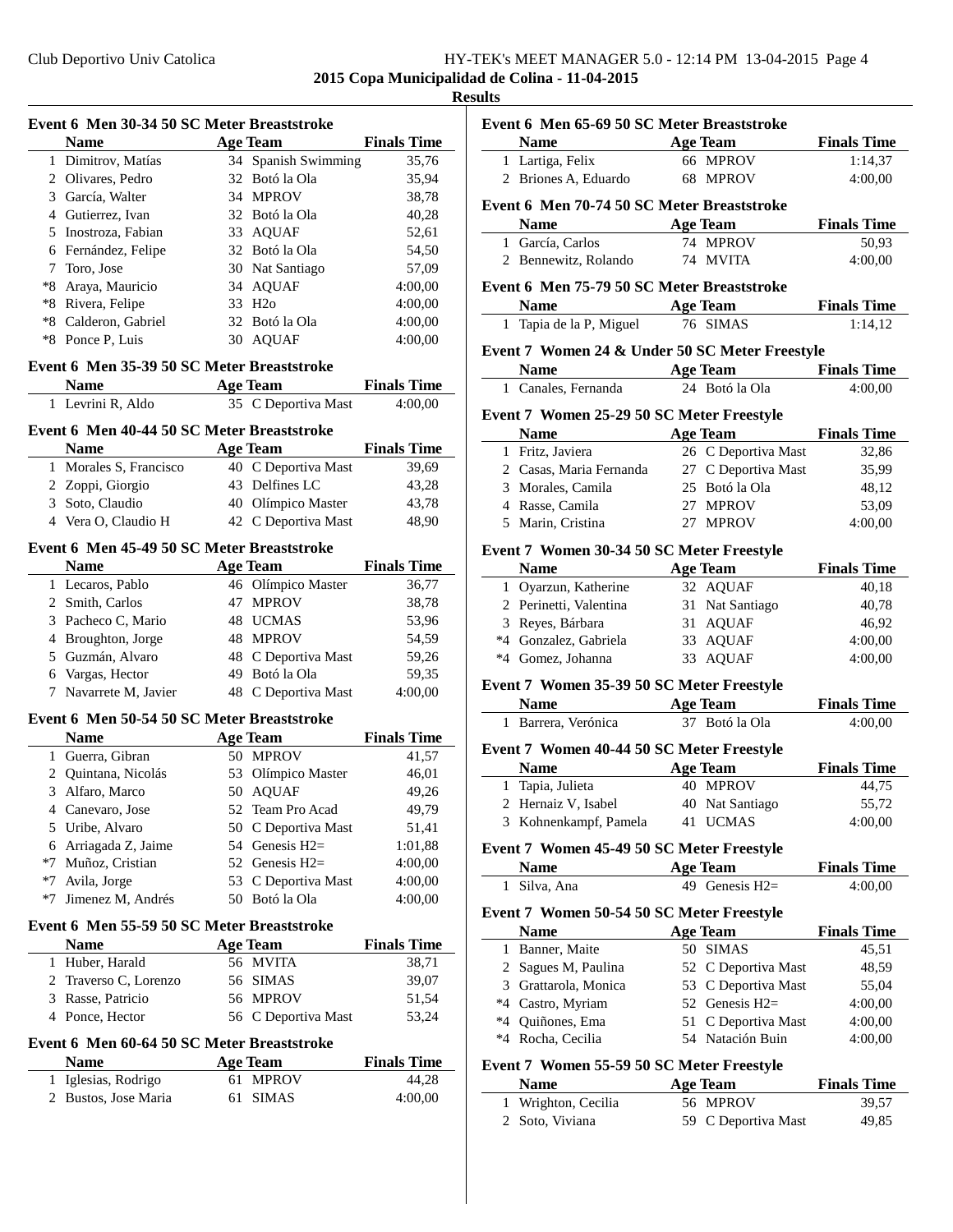**2015 Copa Municipalidad de Colina - 11-04-2015**

**Results**

### Event 6 Men 30-34 50 SC Meter Breaststroke

| | Name | Age | Team | Finals Time |
|---|---|---|---|---|
| 1 | Dimitrov, Matías | 34 | Spanish Swimming | 35,76 |
| 2 | Olivares, Pedro | 32 | Botó la Ola | 35,94 |
| 3 | García, Walter | 34 | MPROV | 38,78 |
| 4 | Gutierrez, Ivan | 32 | Botó la Ola | 40,28 |
| 5 | Inostroza, Fabian | 33 | AQUAF | 52,61 |
| 6 | Fernández, Felipe | 32 | Botó la Ola | 54,50 |
| 7 | Toro, Jose | 30 | Nat Santiago | 57,09 |
| *8 | Araya, Mauricio | 34 | AQUAF | 4:00,00 |
| *8 | Rivera, Felipe | 33 | H2o | 4:00,00 |
| *8 | Calderon, Gabriel | 32 | Botó la Ola | 4:00,00 |
| *8 | Ponce P, Luis | 30 | AQUAF | 4:00,00 |

### Event 6 Men 35-39 50 SC Meter Breaststroke

| | Name | Age | Team | Finals Time |
|---|---|---|---|---|
| 1 | Levrini R, Aldo | 35 | C Deportiva Mast | 4:00,00 |

### Event 6 Men 40-44 50 SC Meter Breaststroke

| | Name | Age | Team | Finals Time |
|---|---|---|---|---|
| 1 | Morales S, Francisco | 40 | C Deportiva Mast | 39,69 |
| 2 | Zoppi, Giorgio | 43 | Delfines LC | 43,28 |
| 3 | Soto, Claudio | 40 | Olímpico Master | 43,78 |
| 4 | Vera O, Claudio H | 42 | C Deportiva Mast | 48,90 |

### Event 6 Men 45-49 50 SC Meter Breaststroke

| | Name | Age | Team | Finals Time |
|---|---|---|---|---|
| 1 | Lecaros, Pablo | 46 | Olímpico Master | 36,77 |
| 2 | Smith, Carlos | 47 | MPROV | 38,78 |
| 3 | Pacheco C, Mario | 48 | UCMAS | 53,96 |
| 4 | Broughton, Jorge | 48 | MPROV | 54,59 |
| 5 | Guzmán, Alvaro | 48 | C Deportiva Mast | 59,26 |
| 6 | Vargas, Hector | 49 | Botó la Ola | 59,35 |
| 7 | Navarrete M, Javier | 48 | C Deportiva Mast | 4:00,00 |

### Event 6 Men 50-54 50 SC Meter Breaststroke

| | Name | Age | Team | Finals Time |
|---|---|---|---|---|
| 1 | Guerra, Gibran | 50 | MPROV | 41,57 |
| 2 | Quintana, Nicolás | 53 | Olímpico Master | 46,01 |
| 3 | Alfaro, Marco | 50 | AQUAF | 49,26 |
| 4 | Canevaro, Jose | 52 | Team Pro Acad | 49,79 |
| 5 | Uribe, Alvaro | 50 | C Deportiva Mast | 51,41 |
| 6 | Arriagada Z, Jaime | 54 | Genesis H2= | 1:01,88 |
| *7 | Muñoz, Cristian | 52 | Genesis H2= | 4:00,00 |
| *7 | Avila, Jorge | 53 | C Deportiva Mast | 4:00,00 |
| *7 | Jimenez M, Andrés | 50 | Botó la Ola | 4:00,00 |

### Event 6 Men 55-59 50 SC Meter Breaststroke

| | Name | Age | Team | Finals Time |
|---|---|---|---|---|
| 1 | Huber, Harald | 56 | MVITA | 38,71 |
| 2 | Traverso C, Lorenzo | 56 | SIMAS | 39,07 |
| 3 | Rasse, Patricio | 56 | MPROV | 51,54 |
| 4 | Ponce, Hector | 56 | C Deportiva Mast | 53,24 |

### Event 6 Men 60-64 50 SC Meter Breaststroke

| | Name | Age | Team | Finals Time |
|---|---|---|---|---|
| 1 | Iglesias, Rodrigo | 61 | MPROV | 44,28 |
| 2 | Bustos, Jose Maria | 61 | SIMAS | 4:00,00 |

### Event 6 Men 65-69 50 SC Meter Breaststroke

| | Name | Age | Team | Finals Time |
|---|---|---|---|---|
| 1 | Lartiga, Felix | 66 | MPROV | 1:14,37 |
| 2 | Briones A, Eduardo | 68 | MPROV | 4:00,00 |

### Event 6 Men 70-74 50 SC Meter Breaststroke

| | Name | Age | Team | Finals Time |
|---|---|---|---|---|
| 1 | García, Carlos | 74 | MPROV | 50,93 |
| 2 | Bennewitz, Rolando | 74 | MVITA | 4:00,00 |

### Event 6 Men 75-79 50 SC Meter Breaststroke

| | Name | Age | Team | Finals Time |
|---|---|---|---|---|
| 1 | Tapia de la P, Miguel | 76 | SIMAS | 1:14,12 |

### Event 7 Women 24 & Under 50 SC Meter Freestyle

| | Name | Age | Team | Finals Time |
|---|---|---|---|---|
| 1 | Canales, Fernanda | 24 | Botó la Ola | 4:00,00 |

### Event 7 Women 25-29 50 SC Meter Freestyle

| | Name | Age | Team | Finals Time |
|---|---|---|---|---|
| 1 | Fritz, Javiera | 26 | C Deportiva Mast | 32,86 |
| 2 | Casas, Maria Fernanda | 27 | C Deportiva Mast | 35,99 |
| 3 | Morales, Camila | 25 | Botó la Ola | 48,12 |
| 4 | Rasse, Camila | 27 | MPROV | 53,09 |
| 5 | Marin, Cristina | 27 | MPROV | 4:00,00 |

### Event 7 Women 30-34 50 SC Meter Freestyle

| | Name | Age | Team | Finals Time |
|---|---|---|---|---|
| 1 | Oyarzun, Katherine | 32 | AQUAF | 40,18 |
| 2 | Perinetti, Valentina | 31 | Nat Santiago | 40,78 |
| 3 | Reyes, Bárbara | 31 | AQUAF | 46,92 |
| *4 | Gonzalez, Gabriela | 33 | AQUAF | 4:00,00 |
| *4 | Gomez, Johanna | 33 | AQUAF | 4:00,00 |

### Event 7 Women 35-39 50 SC Meter Freestyle

| | Name | Age | Team | Finals Time |
|---|---|---|---|---|
| 1 | Barrera, Verónica | 37 | Botó la Ola | 4:00,00 |

### Event 7 Women 40-44 50 SC Meter Freestyle

| | Name | Age | Team | Finals Time |
|---|---|---|---|---|
| 1 | Tapia, Julieta | 40 | MPROV | 44,75 |
| 2 | Hernaiz V, Isabel | 40 | Nat Santiago | 55,72 |
| 3 | Kohnenkampf, Pamela | 41 | UCMAS | 4:00,00 |

### Event 7 Women 45-49 50 SC Meter Freestyle

| | Name | Age | Team | Finals Time |
|---|---|---|---|---|
| 1 | Silva, Ana | 49 | Genesis H2= | 4:00,00 |

### Event 7 Women 50-54 50 SC Meter Freestyle

| | Name | Age | Team | Finals Time |
|---|---|---|---|---|
| 1 | Banner, Maite | 50 | SIMAS | 45,51 |
| 2 | Sagues M, Paulina | 52 | C Deportiva Mast | 48,59 |
| 3 | Grattarola, Monica | 53 | C Deportiva Mast | 55,04 |
| *4 | Castro, Myriam | 52 | Genesis H2= | 4:00,00 |
| *4 | Quiñones, Ema | 51 | C Deportiva Mast | 4:00,00 |
| *4 | Rocha, Cecilia | 54 | Natación Buin | 4:00,00 |

### Event 7 Women 55-59 50 SC Meter Freestyle

| | Name | Age | Team | Finals Time |
|---|---|---|---|---|
| 1 | Wrighton, Cecilia | 56 | MPROV | 39,57 |
| 2 | Soto, Viviana | 59 | C Deportiva Mast | 49,85 |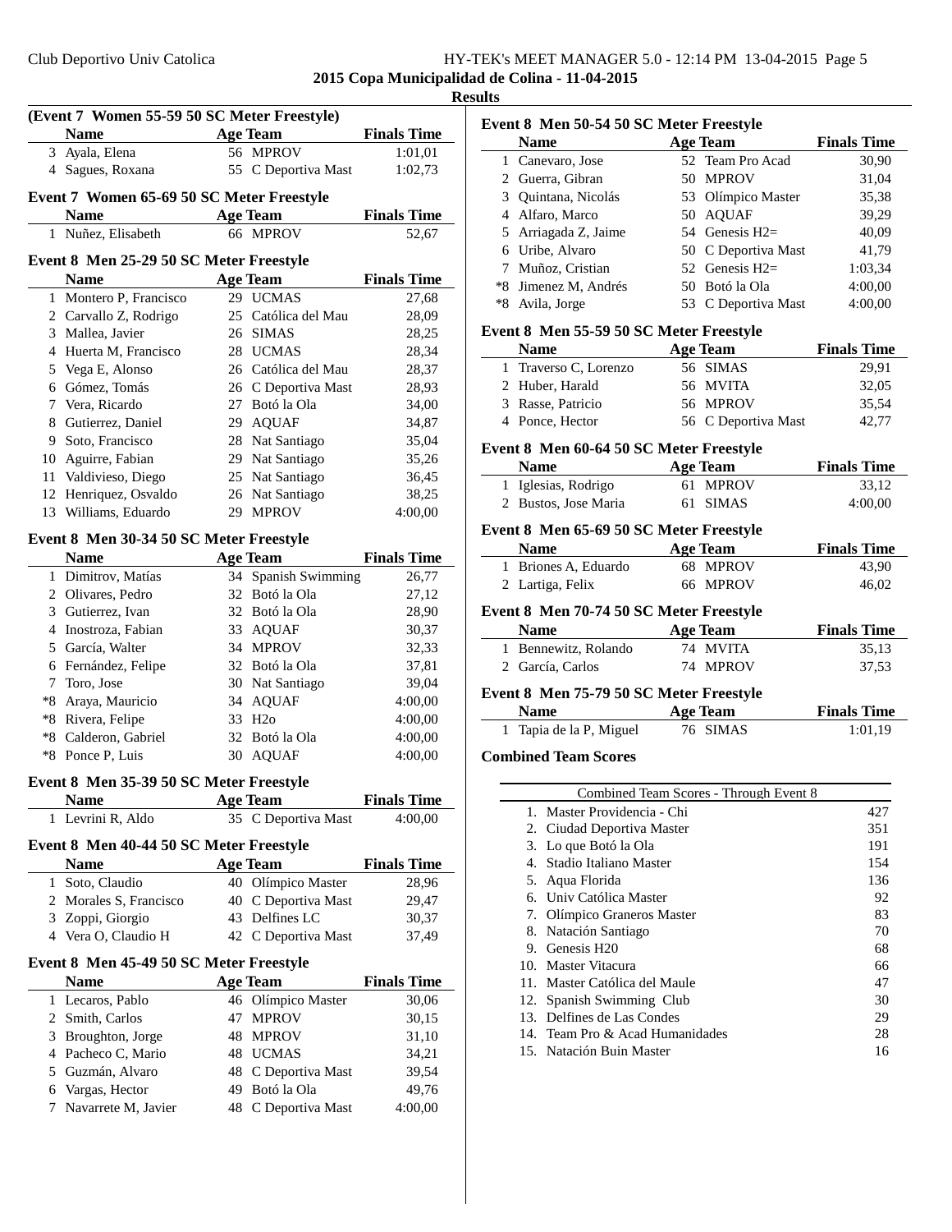**2015 Copa Municipalidad de Colina - 11-04-2015**

**Results**

### (Event 7 Women 55-59 50 SC Meter Freestyle)

| | Name | Age | Team | Finals Time |
|---|---|---|---|---|
| 3 | Ayala, Elena | 56 | MPROV | 1:01,01 |
| 4 | Sagues, Roxana | 55 | C Deportiva Mast | 1:02,73 |

### Event 7 Women 65-69 50 SC Meter Freestyle

| | Name | Age | Team | Finals Time |
|---|---|---|---|---|
| 1 | Nuñez, Elisabeth | 66 | MPROV | 52,67 |

### Event 8 Men 25-29 50 SC Meter Freestyle

| | Name | Age | Team | Finals Time |
|---|---|---|---|---|
| 1 | Montero P, Francisco | 29 | UCMAS | 27,68 |
| 2 | Carvallo Z, Rodrigo | 25 | Católica del Mau | 28,09 |
| 3 | Mallea, Javier | 26 | SIMAS | 28,25 |
| 4 | Huerta M, Francisco | 28 | UCMAS | 28,34 |
| 5 | Vega E, Alonso | 26 | Católica del Mau | 28,37 |
| 6 | Gómez, Tomás | 26 | C Deportiva Mast | 28,93 |
| 7 | Vera, Ricardo | 27 | Botó la Ola | 34,00 |
| 8 | Gutierrez, Daniel | 29 | AQUAF | 34,87 |
| 9 | Soto, Francisco | 28 | Nat Santiago | 35,04 |
| 10 | Aguirre, Fabian | 29 | Nat Santiago | 35,26 |
| 11 | Valdivieso, Diego | 25 | Nat Santiago | 36,45 |
| 12 | Henriquez, Osvaldo | 26 | Nat Santiago | 38,25 |
| 13 | Williams, Eduardo | 29 | MPROV | 4:00,00 |

### Event 8 Men 30-34 50 SC Meter Freestyle

| | Name | Age | Team | Finals Time |
|---|---|---|---|---|
| 1 | Dimitrov, Matías | 34 | Spanish Swimming | 26,77 |
| 2 | Olivares, Pedro | 32 | Botó la Ola | 27,12 |
| 3 | Gutierrez, Ivan | 32 | Botó la Ola | 28,90 |
| 4 | Inostroza, Fabian | 33 | AQUAF | 30,37 |
| 5 | García, Walter | 34 | MPROV | 32,33 |
| 6 | Fernández, Felipe | 32 | Botó la Ola | 37,81 |
| 7 | Toro, Jose | 30 | Nat Santiago | 39,04 |
| *8 | Araya, Mauricio | 34 | AQUAF | 4:00,00 |
| *8 | Rivera, Felipe | 33 | H2o | 4:00,00 |
| *8 | Calderon, Gabriel | 32 | Botó la Ola | 4:00,00 |
| *8 | Ponce P, Luis | 30 | AQUAF | 4:00,00 |

### Event 8 Men 35-39 50 SC Meter Freestyle

| | Name | Age | Team | Finals Time |
|---|---|---|---|---|
| 1 | Levrini R, Aldo | 35 | C Deportiva Mast | 4:00,00 |

### Event 8 Men 40-44 50 SC Meter Freestyle

| | Name | Age | Team | Finals Time |
|---|---|---|---|---|
| 1 | Soto, Claudio | 40 | Olímpico Master | 28,96 |
| 2 | Morales S, Francisco | 40 | C Deportiva Mast | 29,47 |
| 3 | Zoppi, Giorgio | 43 | Delfines LC | 30,37 |
| 4 | Vera O, Claudio H | 42 | C Deportiva Mast | 37,49 |

### Event 8 Men 45-49 50 SC Meter Freestyle

| | Name | Age | Team | Finals Time |
|---|---|---|---|---|
| 1 | Lecaros, Pablo | 46 | Olímpico Master | 30,06 |
| 2 | Smith, Carlos | 47 | MPROV | 30,15 |
| 3 | Broughton, Jorge | 48 | MPROV | 31,10 |
| 4 | Pacheco C, Mario | 48 | UCMAS | 34,21 |
| 5 | Guzmán, Alvaro | 48 | C Deportiva Mast | 39,54 |
| 6 | Vargas, Hector | 49 | Botó la Ola | 49,76 |
| 7 | Navarrete M, Javier | 48 | C Deportiva Mast | 4:00,00 |

### Event 8 Men 50-54 50 SC Meter Freestyle

| | Name | Age | Team | Finals Time |
|---|---|---|---|---|
| 1 | Canevaro, Jose | 52 | Team Pro Acad | 30,90 |
| 2 | Guerra, Gibran | 50 | MPROV | 31,04 |
| 3 | Quintana, Nicolás | 53 | Olímpico Master | 35,38 |
| 4 | Alfaro, Marco | 50 | AQUAF | 39,29 |
| 5 | Arriagada Z, Jaime | 54 | Genesis H2= | 40,09 |
| 6 | Uribe, Alvaro | 50 | C Deportiva Mast | 41,79 |
| 7 | Muñoz, Cristian | 52 | Genesis H2= | 1:03,34 |
| *8 | Jimenez M, Andrés | 50 | Botó la Ola | 4:00,00 |
| *8 | Avila, Jorge | 53 | C Deportiva Mast | 4:00,00 |

### Event 8 Men 55-59 50 SC Meter Freestyle

| | Name | Age | Team | Finals Time |
|---|---|---|---|---|
| 1 | Traverso C, Lorenzo | 56 | SIMAS | 29,91 |
| 2 | Huber, Harald | 56 | MVITA | 32,05 |
| 3 | Rasse, Patricio | 56 | MPROV | 35,54 |
| 4 | Ponce, Hector | 56 | C Deportiva Mast | 42,77 |

### Event 8 Men 60-64 50 SC Meter Freestyle

| | Name | Age | Team | Finals Time |
|---|---|---|---|---|
| 1 | Iglesias, Rodrigo | 61 | MPROV | 33,12 |
| 2 | Bustos, Jose Maria | 61 | SIMAS | 4:00,00 |

### Event 8 Men 65-69 50 SC Meter Freestyle

| | Name | Age | Team | Finals Time |
|---|---|---|---|---|
| 1 | Briones A, Eduardo | 68 | MPROV | 43,90 |
| 2 | Lartiga, Felix | 66 | MPROV | 46,02 |

### Event 8 Men 70-74 50 SC Meter Freestyle

| | Name | Age | Team | Finals Time |
|---|---|---|---|---|
| 1 | Bennewitz, Rolando | 74 | MVITA | 35,13 |
| 2 | García, Carlos | 74 | MPROV | 37,53 |

### Event 8 Men 75-79 50 SC Meter Freestyle

| | Name | Age | Team | Finals Time |
|---|---|---|---|---|
| 1 | Tapia de la P, Miguel | 76 | SIMAS | 1:01,19 |

### Combined Team Scores

| Combined Team Scores - Through Event 8 | | |
|---|---|---|
| 1. | Master Providencia - Chi | 427 |
| 2. | Ciudad Deportiva Master | 351 |
| 3. | Lo que Botó la Ola | 191 |
| 4. | Stadio Italiano Master | 154 |
| 5. | Aqua Florida | 136 |
| 6. | Univ Católica Master | 92 |
| 7. | Olímpico Graneros Master | 83 |
| 8. | Natación Santiago | 70 |
| 9. | Genesis H20 | 68 |
| 10. | Master Vitacura | 66 |
| 11. | Master Católica del Maule | 47 |
| 12. | Spanish Swimming Club | 30 |
| 13. | Delfines de Las Condes | 29 |
| 14. | Team Pro & Acad Humanidades | 28 |
| 15. | Natación Buin Master | 16 |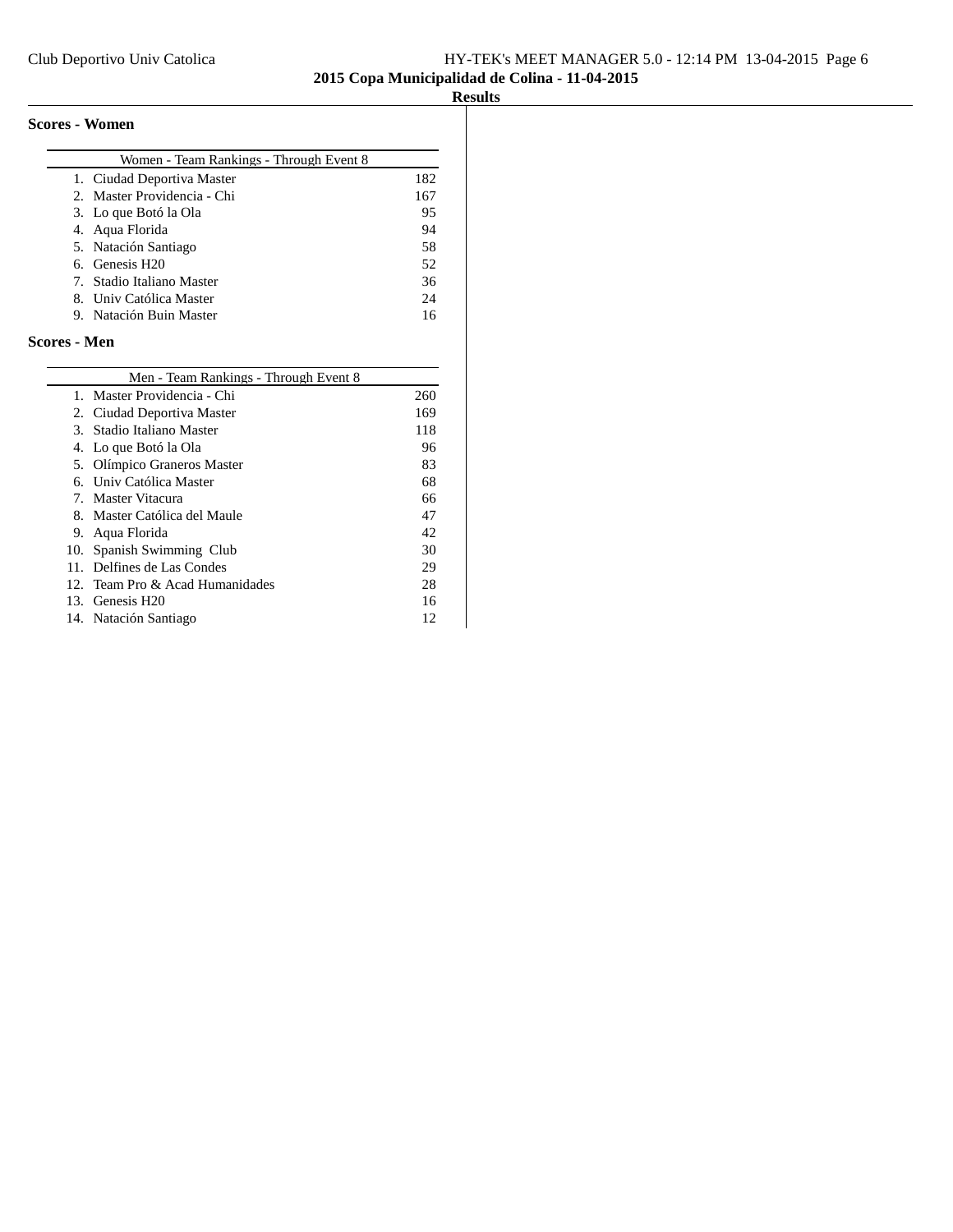## Scores - Women

| Women - Team Rankings - Through Event 8 | | |
|---|---|---|
| 1. | Ciudad Deportiva Master | 182 |
| 2. | Master Providencia - Chi | 167 |
| 3. | Lo que Botó la Ola | 95 |
| 4. | Aqua Florida | 94 |
| 5. | Natación Santiago | 58 |
| 6. | Genesis H20 | 52 |
| 7. | Stadio Italiano Master | 36 |
| 8. | Univ Católica Master | 24 |
| 9. | Natación Buin Master | 16 |

## Scores - Men

| Men - Team Rankings - Through Event 8 | | |
|---|---|---|
| 1. | Master Providencia - Chi | 260 |
| 2. | Ciudad Deportiva Master | 169 |
| 3. | Stadio Italiano Master | 118 |
| 4. | Lo que Botó la Ola | 96 |
| 5. | Olímpico Graneros Master | 83 |
| 6. | Univ Católica Master | 68 |
| 7. | Master Vitacura | 66 |
| 8. | Master Católica del Maule | 47 |
| 9. | Aqua Florida | 42 |
| 10. | Spanish Swimming Club | 30 |
| 11. | Delfines de Las Condes | 29 |
| 12. | Team Pro & Acad Humanidades | 28 |
| 13. | Genesis H20 | 16 |
| 14. | Natación Santiago | 12 |